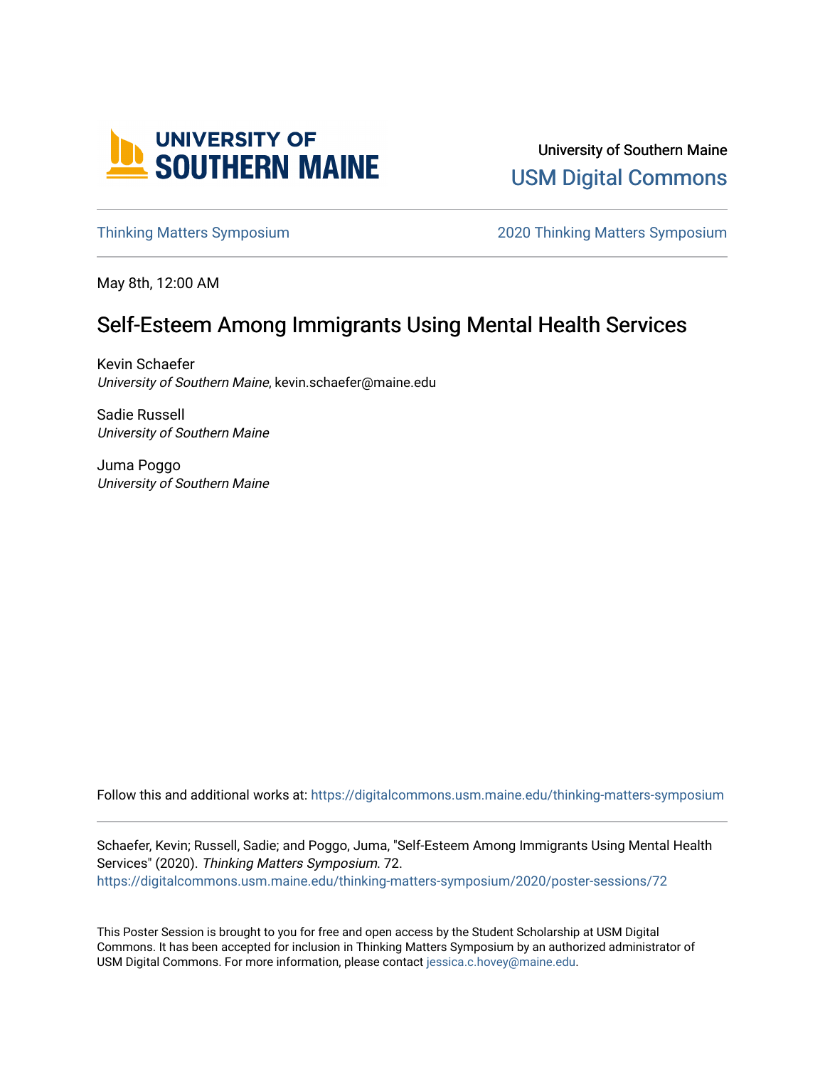University of Southern Maine

USM Digital Commons

Thinking Matters Symposium | 2020 Thinking Matters Symposium

May 8th, 12:00 AM

# Self-Esteem Among Immigrants Using Mental Health Services

Kevin Schaefer
*University of Southern Maine*, kevin.schaefer@maine.edu

Sadie Russell
*University of Southern Maine*

Juma Poggo
*University of Southern Maine*

Follow this and additional works at: https://digitalcommons.usm.maine.edu/thinking-matters-symposium

Schaefer, Kevin; Russell, Sadie; and Poggo, Juma, "Self-Esteem Among Immigrants Using Mental Health Services" (2020). *Thinking Matters Symposium*. 72.
https://digitalcommons.usm.maine.edu/thinking-matters-symposium/2020/poster-sessions/72

This Poster Session is brought to you for free and open access by the Student Scholarship at USM Digital Commons. It has been accepted for inclusion in Thinking Matters Symposium by an authorized administrator of USM Digital Commons. For more information, please contact jessica.c.hovey@maine.edu.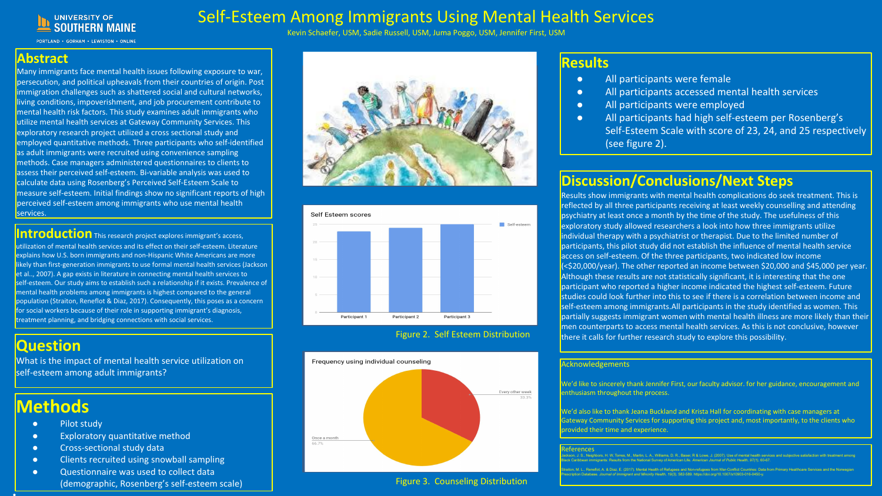# Self-Esteem Among Immigrants Using Mental Health Services

Kevin Schaefer, USM, Sadie Russell, USM, Juma Poggo, USM, Jennifer First, USM

UNIVERSITY OF SOUTHERN MAINE

PORTLAND • GORHAM • LEWISTON • ONLINE

## Abstract

Many immigrants face mental health issues following exposure to war, persecution, and political upheavals from their countries of origin. Post immigration challenges such as shattered social and cultural networks, living conditions, impoverishment, and job procurement contribute to mental health risk factors. This study examines adult immigrants who utilize mental health services at Gateway Community Services. This exploratory research project utilized a cross sectional study and employed quantitative methods. Three participants who self-identified as adult immigrants were recruited using convenience sampling methods. Case managers administered questionnaires to clients to assess their perceived self-esteem. Bi-variable analysis was used to calculate data using Rosenberg's Perceived Self-Esteem Scale to measure self-esteem. Initial findings show no significant reports of high perceived self-esteem among immigrants who use mental health services.

## Introduction

This research project explores immigrant's access, utilization of mental health services and its effect on their self-esteem. Literature explains how U.S. born immigrants and non-Hispanic White Americans are more likely than first-generation immigrants to use formal mental health services (Jackson et al., 2007). A gap exists in literature in connecting mental health services to self-esteem. Our study aims to establish such a relationship if it exists. Prevalence of mental health problems among immigrants is highest compared to the general population (Straiton, Reneflot & Diaz, 2017). Consequently, this poses as a concern for social workers because of their role in supporting immigrant's diagnosis, treatment planning, and bridging connections with social services.

## Question

What is the impact of mental health service utilization on self-esteem among adult immigrants?

## Methods

- Pilot study
- Exploratory quantitative method
- Cross-sectional study data
- Clients recruited using snowball sampling
- Questionnaire was used to collect data (demographic, Rosenberg's self-esteem scale)

Self Esteem scores

Self-esteem

25
20
15
10
5
0

Participant 1
Participant 2
Participant 3

Figure 2. Self Esteem Distribution

Frequency using individual counseling

Every other week
33.3%

Once a month
66.7%

Figure 3. Counseling Distribution

## Results

- All participants were female
- All participants accessed mental health services
- All participants were employed
- All participants had high self-esteem per Rosenberg's Self-Esteem Scale with score of 23, 24, and 25 respectively (see figure 2).

## Discussion/Conclusions/Next Steps

Results show immigrants with mental health complications do seek treatment. This is reflected by all three participants receiving at least weekly counselling and attending psychiatry at least once a month by the time of the study. The usefulness of this exploratory study allowed researchers a look into how three immigrants utilize individual therapy with a psychiatrist or therapist. Due to the limited number of participants, this pilot study did not establish the influence of mental health service access on self-esteem. Of the three participants, two indicated low income (<$20,000/year). The other reported an income between $20,000 and $45,000 per year. Although these results are not statistically significant, it is interesting that the one participant who reported a higher income indicated the highest self-esteem. Future studies could look further into this to see if there is a correlation between income and self-esteem among immigrants.All participants in the study identified as women. This partially suggests immigrant women with mental health illness are more likely than their men counterparts to access mental health services. As this is not conclusive, however there it calls for further research study to explore this possibility.

## Acknowledgements

We'd like to sincerely thank Jennifer First, our faculty advisor. for her guidance, encouragement and enthusiasm throughout the process.

We'd also like to thank Jeana Buckland and Krista Hall for coordinating with case managers at Gateway Community Services for supporting this project and, most importantly, to the clients who provided their time and experience.

## References

Jackson, J. S., Neighbors, H. W, Torres, M., Martin, L. A., Williams, D. R., Baser, R & Lowe, J. (2007). Use of mental health services and subjective satisfaction with treatment among Black Caribbean immigrants: Results from the National Survey of American Life. *American Journal of Public Health*, 97(1), 60-67.

Straiton, M. L., Reneflot, A. & Diaz, E. (2017). Mental Health of Refugees and Non-refugees from War-Conflict Countries: Data from Primary Healthcare Services and the Norwegian Prescription Database. *Journal of Immigrant and Minority Health*, 19(3), 582-589. https://doi.org/10.1007/s10903-016-0450-y.